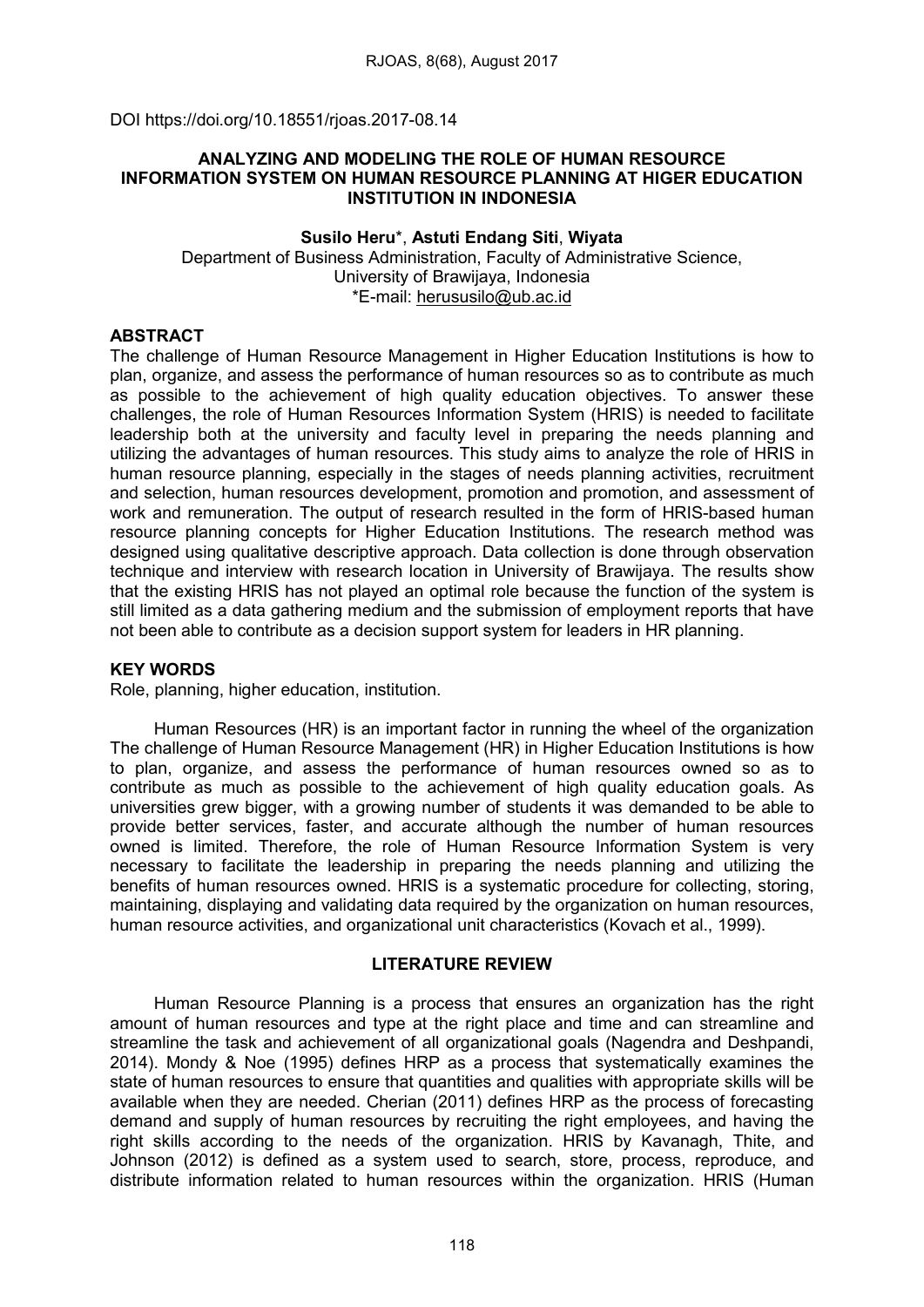DOI https://doi.org/10.18551/rjoas.2017-08.14

# ANALYZING AND MODELING THE ROLE OF HUMAN RESOURCE INFORMATION SYSTEM ON HUMAN RESOURCE PLANNING AT HIGER EDUCATION INSTITUTION IN INDONESIA

**Susilo Heru***, **Astuti Endang Siti**, **Wiyata**

Department of Business Administration, Faculty of Administrative Science, University of Brawijaya, Indonesia

*E-mail: herususilo@ub.ac.id

## ABSTRACT

The challenge of Human Resource Management in Higher Education Institutions is how to plan, organize, and assess the performance of human resources so as to contribute as much as possible to the achievement of high quality education objectives. To answer these challenges, the role of Human Resources Information System (HRIS) is needed to facilitate leadership both at the university and faculty level in preparing the needs planning and utilizing the advantages of human resources. This study aims to analyze the role of HRIS in human resource planning, especially in the stages of needs planning activities, recruitment and selection, human resources development, promotion and promotion, and assessment of work and remuneration. The output of research resulted in the form of HRIS-based human resource planning concepts for Higher Education Institutions. The research method was designed using qualitative descriptive approach. Data collection is done through observation technique and interview with research location in University of Brawijaya. The results show that the existing HRIS has not played an optimal role because the function of the system is still limited as a data gathering medium and the submission of employment reports that have not been able to contribute as a decision support system for leaders in HR planning.

## KEY WORDS

Role, planning, higher education, institution.

Human Resources (HR) is an important factor in running the wheel of the organization The challenge of Human Resource Management (HR) in Higher Education Institutions is how to plan, organize, and assess the performance of human resources owned so as to contribute as much as possible to the achievement of high quality education goals. As universities grew bigger, with a growing number of students it was demanded to be able to provide better services, faster, and accurate although the number of human resources owned is limited. Therefore, the role of Human Resource Information System is very necessary to facilitate the leadership in preparing the needs planning and utilizing the benefits of human resources owned. HRIS is a systematic procedure for collecting, storing, maintaining, displaying and validating data required by the organization on human resources, human resource activities, and organizational unit characteristics (Kovach et al., 1999).

## LITERATURE REVIEW

Human Resource Planning is a process that ensures an organization has the right amount of human resources and type at the right place and time and can streamline and streamline the task and achievement of all organizational goals (Nagendra and Deshpandi, 2014). Mondy & Noe (1995) defines HRP as a process that systematically examines the state of human resources to ensure that quantities and qualities with appropriate skills will be available when they are needed. Cherian (2011) defines HRP as the process of forecasting demand and supply of human resources by recruiting the right employees, and having the right skills according to the needs of the organization. HRIS by Kavanagh, Thite, and Johnson (2012) is defined as a system used to search, store, process, reproduce, and distribute information related to human resources within the organization. HRIS (Human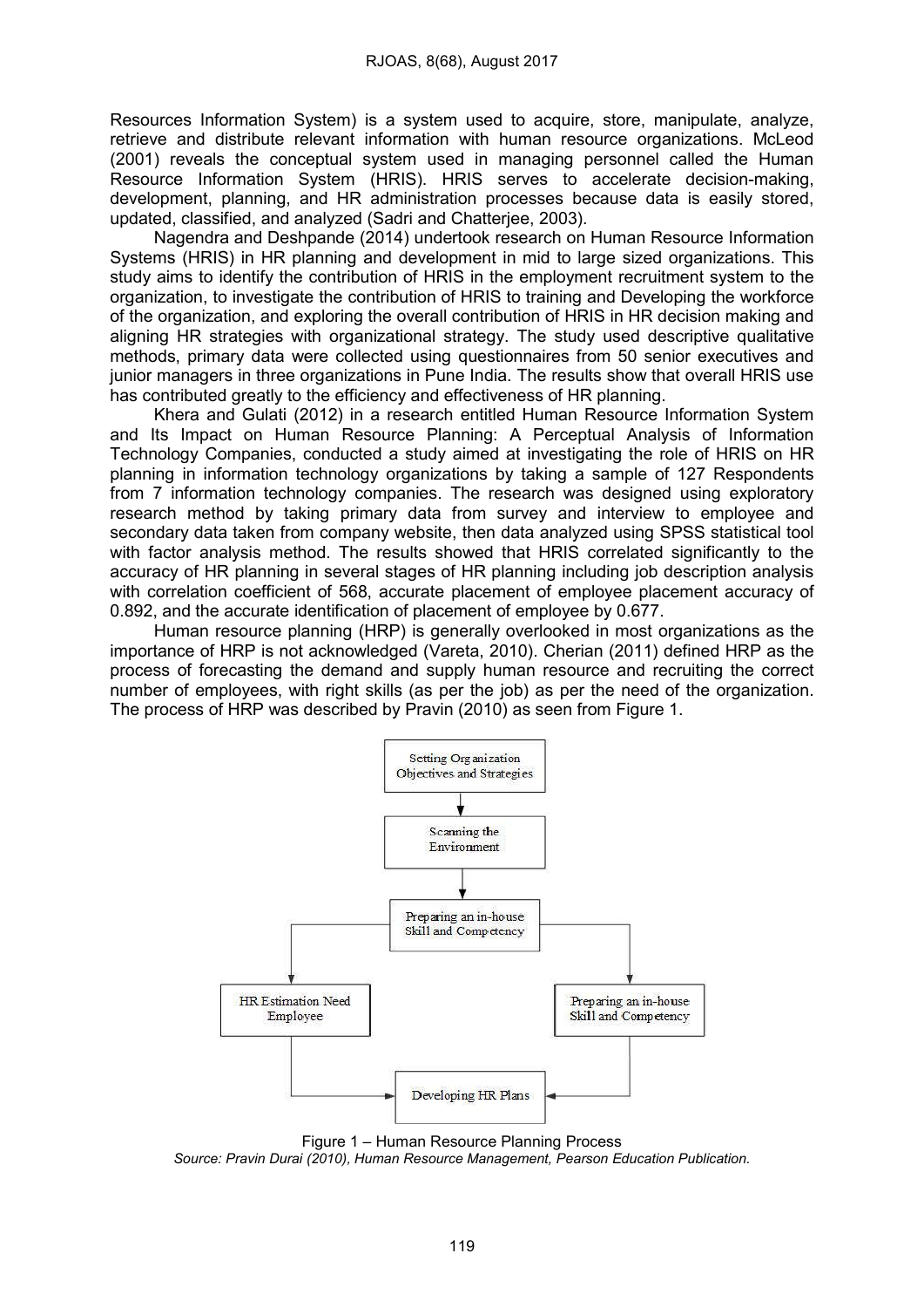Resources Information System) is a system used to acquire, store, manipulate, analyze, retrieve and distribute relevant information with human resource organizations. McLeod (2001) reveals the conceptual system used in managing personnel called the Human Resource Information System (HRIS). HRIS serves to accelerate decision-making, development, planning, and HR administration processes because data is easily stored, updated, classified, and analyzed (Sadri and Chatterjee, 2003).

Nagendra and Deshpande (2014) undertook research on Human Resource Information Systems (HRIS) in HR planning and development in mid to large sized organizations. This study aims to identify the contribution of HRIS in the employment recruitment system to the organization, to investigate the contribution of HRIS to training and Developing the workforce of the organization, and exploring the overall contribution of HRIS in HR decision making and aligning HR strategies with organizational strategy. The study used descriptive qualitative methods, primary data were collected using questionnaires from 50 senior executives and junior managers in three organizations in Pune India. The results show that overall HRIS use has contributed greatly to the efficiency and effectiveness of HR planning.

Khera and Gulati (2012) in a research entitled Human Resource Information System and Its Impact on Human Resource Planning: A Perceptual Analysis of Information Technology Companies, conducted a study aimed at investigating the role of HRIS on HR planning in information technology organizations by taking a sample of 127 Respondents from 7 information technology companies. The research was designed using exploratory research method by taking primary data from survey and interview to employee and secondary data taken from company website, then data analyzed using SPSS statistical tool with factor analysis method. The results showed that HRIS correlated significantly to the accuracy of HR planning in several stages of HR planning including job description analysis with correlation coefficient of 568, accurate placement of employee placement accuracy of 0.892, and the accurate identification of placement of employee by 0.677.

Human resource planning (HRP) is generally overlooked in most organizations as the importance of HRP is not acknowledged (Vareta, 2010). Cherian (2011) defined HRP as the process of forecasting the demand and supply human resource and recruiting the correct number of employees, with right skills (as per the job) as per the need of the organization. The process of HRP was described by Pravin (2010) as seen from Figure 1.

Setting Organization Objectives and Strategies → Scanning the Environment → Preparing an in-house Skill and Competency → HR Estimation Need Employee / Preparing an in-house Skill and Competency → Developing HR Plans

Figure 1 – Human Resource Planning Process

*Source: Pravin Durai (2010), Human Resource Management, Pearson Education Publication.*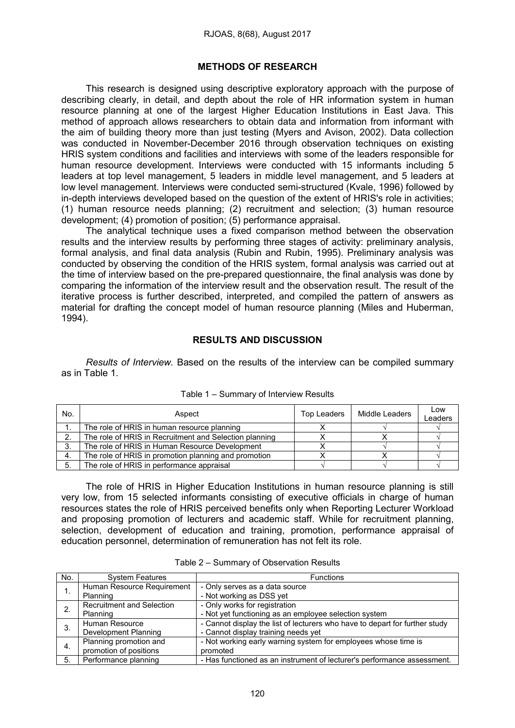## METHODS OF RESEARCH

This research is designed using descriptive exploratory approach with the purpose of describing clearly, in detail, and depth about the role of HR information system in human resource planning at one of the largest Higher Education Institutions in East Java. This method of approach allows researchers to obtain data and information from informant with the aim of building theory more than just testing (Myers and Avison, 2002). Data collection was conducted in November-December 2016 through observation techniques on existing HRIS system conditions and facilities and interviews with some of the leaders responsible for human resource development. Interviews were conducted with 15 informants including 5 leaders at top level management, 5 leaders in middle level management, and 5 leaders at low level management. Interviews were conducted semi-structured (Kvale, 1996) followed by in-depth interviews developed based on the question of the extent of HRIS's role in activities; (1) human resource needs planning; (2) recruitment and selection; (3) human resource development; (4) promotion of position; (5) performance appraisal.

The analytical technique uses a fixed comparison method between the observation results and the interview results by performing three stages of activity: preliminary analysis, formal analysis, and final data analysis (Rubin and Rubin, 1995). Preliminary analysis was conducted by observing the condition of the HRIS system, formal analysis was carried out at the time of interview based on the pre-prepared questionnaire, the final analysis was done by comparing the information of the interview result and the observation result. The result of the iterative process is further described, interpreted, and compiled the pattern of answers as material for drafting the concept model of human resource planning (Miles and Huberman, 1994).

## RESULTS AND DISCUSSION

*Results of Interview*. Based on the results of the interview can be compiled summary as in Table 1.

Table 1 – Summary of Interview Results

| No. | Aspect | Top Leaders | Middle Leaders | Low Leaders |
|---|---|---|---|---|
| 1. | The role of HRIS in human resource planning | X | √ | √ |
| 2. | The role of HRIS in Recruitment and Selection planning | X | X | √ |
| 3. | The role of HRIS in Human Resource Development | X | √ | √ |
| 4. | The role of HRIS in promotion planning and promotion | X | X | √ |
| 5. | The role of HRIS in performance appraisal | √ | √ | √ |

The role of HRIS in Higher Education Institutions in human resource planning is still very low, from 15 selected informants consisting of executive officials in charge of human resources states the role of HRIS perceived benefits only when Reporting Lecturer Workload and proposing promotion of lecturers and academic staff. While for recruitment planning, selection, development of education and training, promotion, performance appraisal of education personnel, determination of remuneration has not felt its role.

Table 2 – Summary of Observation Results

| No. | System Features | Functions |
|---|---|---|
| 1. | Human Resource Requirement Planning | - Only serves as a data source<br>- Not working as DSS yet |
| 2. | Recruitment and Selection Planning | - Only works for registration<br>- Not yet functioning as an employee selection system |
| 3. | Human Resource Development Planning | - Cannot display the list of lecturers who have to depart for further study<br>- Cannot display training needs yet |
| 4. | Planning promotion and promotion of positions | - Not working early warning system for employees whose time is promoted |
| 5. | Performance planning | - Has functioned as an instrument of lecturer's performance assessment. |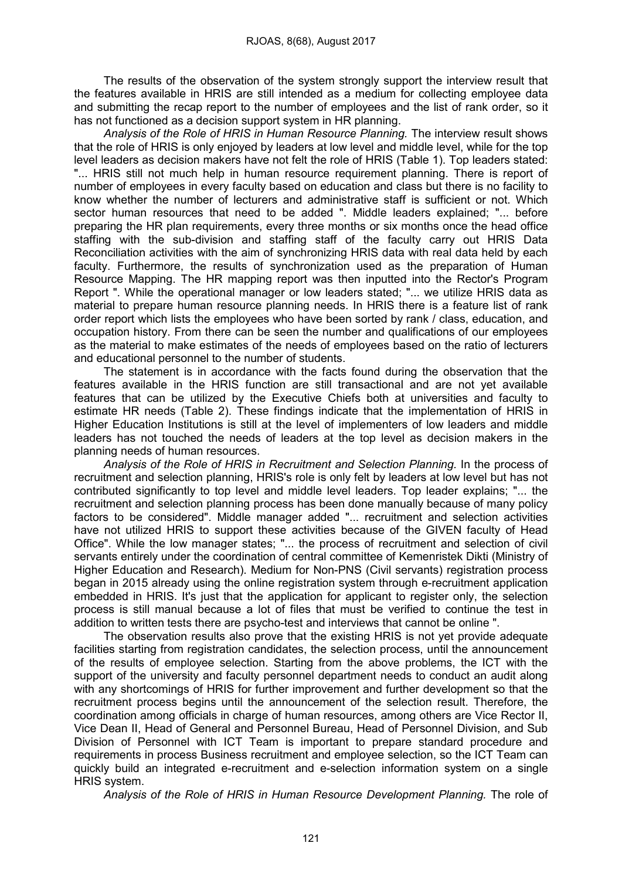The results of the observation of the system strongly support the interview result that the features available in HRIS are still intended as a medium for collecting employee data and submitting the recap report to the number of employees and the list of rank order, so it has not functioned as a decision support system in HR planning.

*Analysis of the Role of HRIS in Human Resource Planning.* The interview result shows that the role of HRIS is only enjoyed by leaders at low level and middle level, while for the top level leaders as decision makers have not felt the role of HRIS (Table 1). Top leaders stated: "... HRIS still not much help in human resource requirement planning. There is report of number of employees in every faculty based on education and class but there is no facility to know whether the number of lecturers and administrative staff is sufficient or not. Which sector human resources that need to be added ". Middle leaders explained; "... before preparing the HR plan requirements, every three months or six months once the head office staffing with the sub-division and staffing staff of the faculty carry out HRIS Data Reconciliation activities with the aim of synchronizing HRIS data with real data held by each faculty. Furthermore, the results of synchronization used as the preparation of Human Resource Mapping. The HR mapping report was then inputted into the Rector's Program Report ". While the operational manager or low leaders stated; "... we utilize HRIS data as material to prepare human resource planning needs. In HRIS there is a feature list of rank order report which lists the employees who have been sorted by rank / class, education, and occupation history. From there can be seen the number and qualifications of our employees as the material to make estimates of the needs of employees based on the ratio of lecturers and educational personnel to the number of students.

The statement is in accordance with the facts found during the observation that the features available in the HRIS function are still transactional and are not yet available features that can be utilized by the Executive Chiefs both at universities and faculty to estimate HR needs (Table 2). These findings indicate that the implementation of HRIS in Higher Education Institutions is still at the level of implementers of low leaders and middle leaders has not touched the needs of leaders at the top level as decision makers in the planning needs of human resources.

*Analysis of the Role of HRIS in Recruitment and Selection Planning.* In the process of recruitment and selection planning, HRIS's role is only felt by leaders at low level but has not contributed significantly to top level and middle level leaders. Top leader explains; "... the recruitment and selection planning process has been done manually because of many policy factors to be considered". Middle manager added "... recruitment and selection activities have not utilized HRIS to support these activities because of the GIVEN faculty of Head Office". While the low manager states; "... the process of recruitment and selection of civil servants entirely under the coordination of central committee of Kemenristek Dikti (Ministry of Higher Education and Research). Medium for Non-PNS (Civil servants) registration process began in 2015 already using the online registration system through e-recruitment application embedded in HRIS. It's just that the application for applicant to register only, the selection process is still manual because a lot of files that must be verified to continue the test in addition to written tests there are psycho-test and interviews that cannot be online ".

The observation results also prove that the existing HRIS is not yet provide adequate facilities starting from registration candidates, the selection process, until the announcement of the results of employee selection. Starting from the above problems, the ICT with the support of the university and faculty personnel department needs to conduct an audit along with any shortcomings of HRIS for further improvement and further development so that the recruitment process begins until the announcement of the selection result. Therefore, the coordination among officials in charge of human resources, among others are Vice Rector II, Vice Dean II, Head of General and Personnel Bureau, Head of Personnel Division, and Sub Division of Personnel with ICT Team is important to prepare standard procedure and requirements in process Business recruitment and employee selection, so the ICT Team can quickly build an integrated e-recruitment and e-selection information system on a single HRIS system.

*Analysis of the Role of HRIS in Human Resource Development Planning.* The role of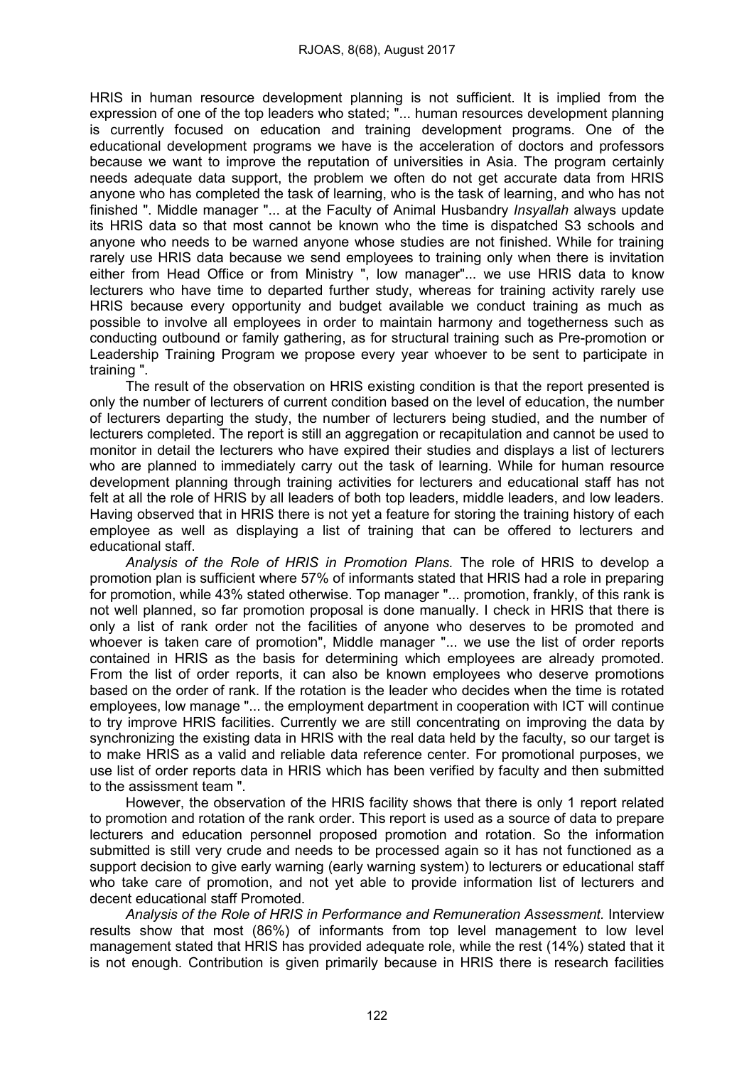HRIS in human resource development planning is not sufficient. It is implied from the expression of one of the top leaders who stated; "... human resources development planning is currently focused on education and training development programs. One of the educational development programs we have is the acceleration of doctors and professors because we want to improve the reputation of universities in Asia. The program certainly needs adequate data support, the problem we often do not get accurate data from HRIS anyone who has completed the task of learning, who is the task of learning, and who has not finished ". Middle manager "... at the Faculty of Animal Husbandry *Insyallah* always update its HRIS data so that most cannot be known who the time is dispatched S3 schools and anyone who needs to be warned anyone whose studies are not finished. While for training rarely use HRIS data because we send employees to training only when there is invitation either from Head Office or from Ministry ", low manager"... we use HRIS data to know lecturers who have time to departed further study, whereas for training activity rarely use HRIS because every opportunity and budget available we conduct training as much as possible to involve all employees in order to maintain harmony and togetherness such as conducting outbound or family gathering, as for structural training such as Pre-promotion or Leadership Training Program we propose every year whoever to be sent to participate in training ".

The result of the observation on HRIS existing condition is that the report presented is only the number of lecturers of current condition based on the level of education, the number of lecturers departing the study, the number of lecturers being studied, and the number of lecturers completed. The report is still an aggregation or recapitulation and cannot be used to monitor in detail the lecturers who have expired their studies and displays a list of lecturers who are planned to immediately carry out the task of learning. While for human resource development planning through training activities for lecturers and educational staff has not felt at all the role of HRIS by all leaders of both top leaders, middle leaders, and low leaders. Having observed that in HRIS there is not yet a feature for storing the training history of each employee as well as displaying a list of training that can be offered to lecturers and educational staff.

*Analysis of the Role of HRIS in Promotion Plans.* The role of HRIS to develop a promotion plan is sufficient where 57% of informants stated that HRIS had a role in preparing for promotion, while 43% stated otherwise. Top manager "... promotion, frankly, of this rank is not well planned, so far promotion proposal is done manually. I check in HRIS that there is only a list of rank order not the facilities of anyone who deserves to be promoted and whoever is taken care of promotion", Middle manager "... we use the list of order reports contained in HRIS as the basis for determining which employees are already promoted. From the list of order reports, it can also be known employees who deserve promotions based on the order of rank. If the rotation is the leader who decides when the time is rotated employees, low manage "... the employment department in cooperation with ICT will continue to try improve HRIS facilities. Currently we are still concentrating on improving the data by synchronizing the existing data in HRIS with the real data held by the faculty, so our target is to make HRIS as a valid and reliable data reference center. For promotional purposes, we use list of order reports data in HRIS which has been verified by faculty and then submitted to the assessment team ".

However, the observation of the HRIS facility shows that there is only 1 report related to promotion and rotation of the rank order. This report is used as a source of data to prepare lecturers and education personnel proposed promotion and rotation. So the information submitted is still very crude and needs to be processed again so it has not functioned as a support decision to give early warning (early warning system) to lecturers or educational staff who take care of promotion, and not yet able to provide information list of lecturers and decent educational staff Promoted.

*Analysis of the Role of HRIS in Performance and Remuneration Assessment.* Interview results show that most (86%) of informants from top level management to low level management stated that HRIS has provided adequate role, while the rest (14%) stated that it is not enough. Contribution is given primarily because in HRIS there is research facilities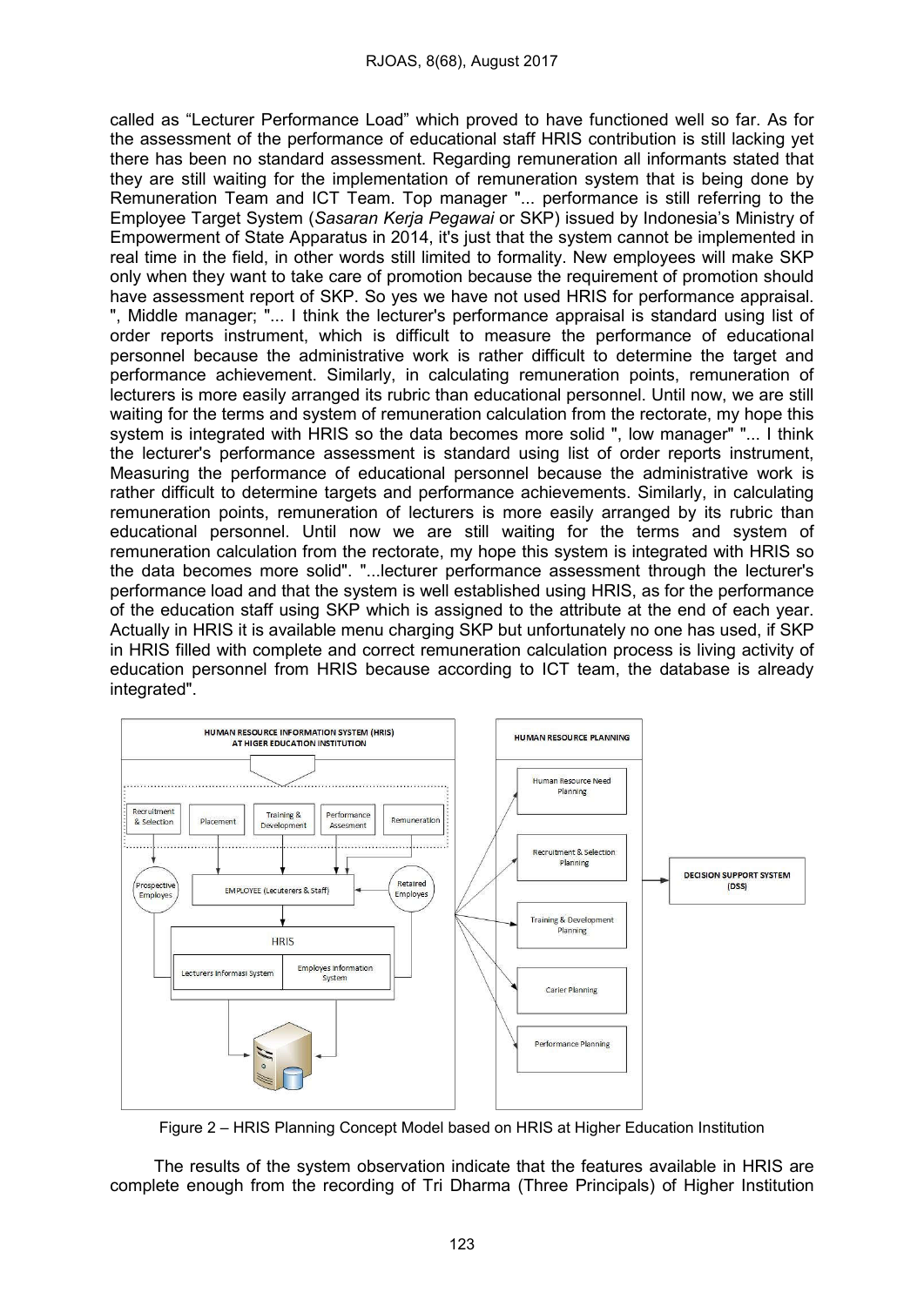called as “Lecturer Performance Load” which proved to have functioned well so far. As for the assessment of the performance of educational staff HRIS contribution is still lacking yet there has been no standard assessment. Regarding remuneration all informants stated that they are still waiting for the implementation of remuneration system that is being done by Remuneration Team and ICT Team. Top manager "... performance is still referring to the Employee Target System (*Sasaran Kerja Pegawai* or SKP) issued by Indonesia’s Ministry of Empowerment of State Apparatus in 2014, it's just that the system cannot be implemented in real time in the field, in other words still limited to formality. New employees will make SKP only when they want to take care of promotion because the requirement of promotion should have assessment report of SKP. So yes we have not used HRIS for performance appraisal. ", Middle manager; "... I think the lecturer's performance appraisal is standard using list of order reports instrument, which is difficult to measure the performance of educational personnel because the administrative work is rather difficult to determine the target and performance achievement. Similarly, in calculating remuneration points, remuneration of lecturers is more easily arranged its rubric than educational personnel. Until now, we are still waiting for the terms and system of remuneration calculation from the rectorate, my hope this system is integrated with HRIS so the data becomes more solid ", low manager" "... I think the lecturer's performance assessment is standard using list of order reports instrument, Measuring the performance of educational personnel because the administrative work is rather difficult to determine targets and performance achievements. Similarly, in calculating remuneration points, remuneration of lecturers is more easily arranged by its rubric than educational personnel. Until now we are still waiting for the terms and system of remuneration calculation from the rectorate, my hope this system is integrated with HRIS so the data becomes more solid". "...lecturer performance assessment through the lecturer's performance load and that the system is well established using HRIS, as for the performance of the education staff using SKP which is assigned to the attribute at the end of each year. Actually in HRIS it is available menu charging SKP but unfortunately no one has used, if SKP in HRIS filled with complete and correct remuneration calculation process is living activity of education personnel from HRIS because according to ICT team, the database is already integrated".

Figure 2 – HRIS Planning Concept Model based on HRIS at Higher Education Institution

The results of the system observation indicate that the features available in HRIS are complete enough from the recording of Tri Dharma (Three Principals) of Higher Institution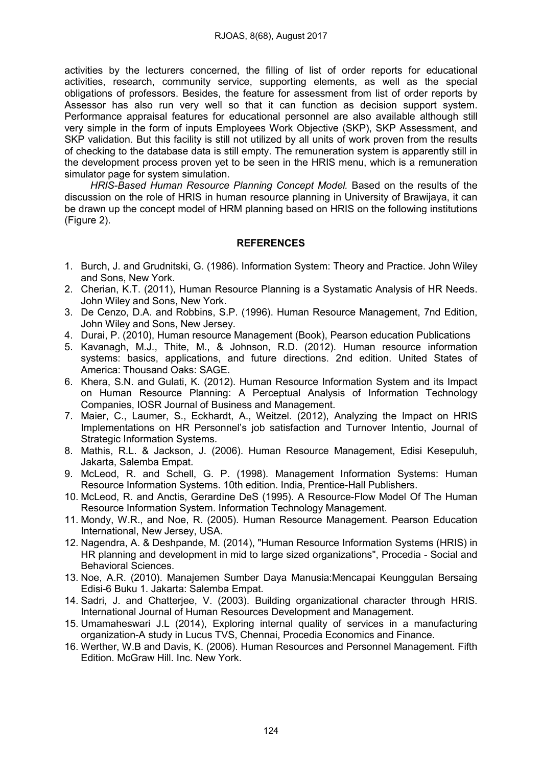activities by the lecturers concerned, the filling of list of order reports for educational activities, research, community service, supporting elements, as well as the special obligations of professors. Besides, the feature for assessment from list of order reports by Assessor has also run very well so that it can function as decision support system. Performance appraisal features for educational personnel are also available although still very simple in the form of inputs Employees Work Objective (SKP), SKP Assessment, and SKP validation. But this facility is still not utilized by all units of work proven from the results of checking to the database data is still empty. The remuneration system is apparently still in the development process proven yet to be seen in the HRIS menu, which is a remuneration simulator page for system simulation.

*HRIS-Based Human Resource Planning Concept Model.* Based on the results of the discussion on the role of HRIS in human resource planning in University of Brawijaya, it can be drawn up the concept model of HRM planning based on HRIS on the following institutions (Figure 2).

## REFERENCES

1. Burch, J. and Grudnitski, G. (1986). Information System: Theory and Practice. John Wiley and Sons, New York.
2. Cherian, K.T. (2011), Human Resource Planning is a Systamatic Analysis of HR Needs. John Wiley and Sons, New York.
3. De Cenzo, D.A. and Robbins, S.P. (1996). Human Resource Management, 7nd Edition, John Wiley and Sons, New Jersey.
4. Durai, P. (2010), Human resource Management (Book), Pearson education Publications
5. Kavanagh, M.J., Thite, M., & Johnson, R.D. (2012). Human resource information systems: basics, applications, and future directions. 2nd edition. United States of America: Thousand Oaks: SAGE.
6. Khera, S.N. and Gulati, K. (2012). Human Resource Information System and its Impact on Human Resource Planning: A Perceptual Analysis of Information Technology Companies, IOSR Journal of Business and Management.
7. Maier, C., Laumer, S., Eckhardt, A., Weitzel. (2012), Analyzing the Impact on HRIS Implementations on HR Personnel's job satisfaction and Turnover Intentio, Journal of Strategic Information Systems.
8. Mathis, R.L. & Jackson, J. (2006). Human Resource Management, Edisi Kesepuluh, Jakarta, Salemba Empat.
9. McLeod, R. and Schell, G. P. (1998). Management Information Systems: Human Resource Information Systems. 10th edition. India, Prentice-Hall Publishers.
10. McLeod, R. and Anctis, Gerardine DeS (1995). A Resource-Flow Model Of The Human Resource Information System. Information Technology Management.
11. Mondy, W.R., and Noe, R. (2005). Human Resource Management. Pearson Education International, New Jersey, USA.
12. Nagendra, A. & Deshpande, M. (2014), "Human Resource Information Systems (HRIS) in HR planning and development in mid to large sized organizations", Procedia - Social and Behavioral Sciences.
13. Noe, A.R. (2010). Manajemen Sumber Daya Manusia:Mencapai Keunggulan Bersaing Edisi-6 Buku 1. Jakarta: Salemba Empat.
14. Sadri, J. and Chatterjee, V. (2003). Building organizational character through HRIS. International Journal of Human Resources Development and Management.
15. Umamaheswari J.L (2014), Exploring internal quality of services in a manufacturing organization-A study in Lucus TVS, Chennai, Procedia Economics and Finance.
16. Werther, W.B and Davis, K. (2006). Human Resources and Personnel Management. Fifth Edition. McGraw Hill. Inc. New York.